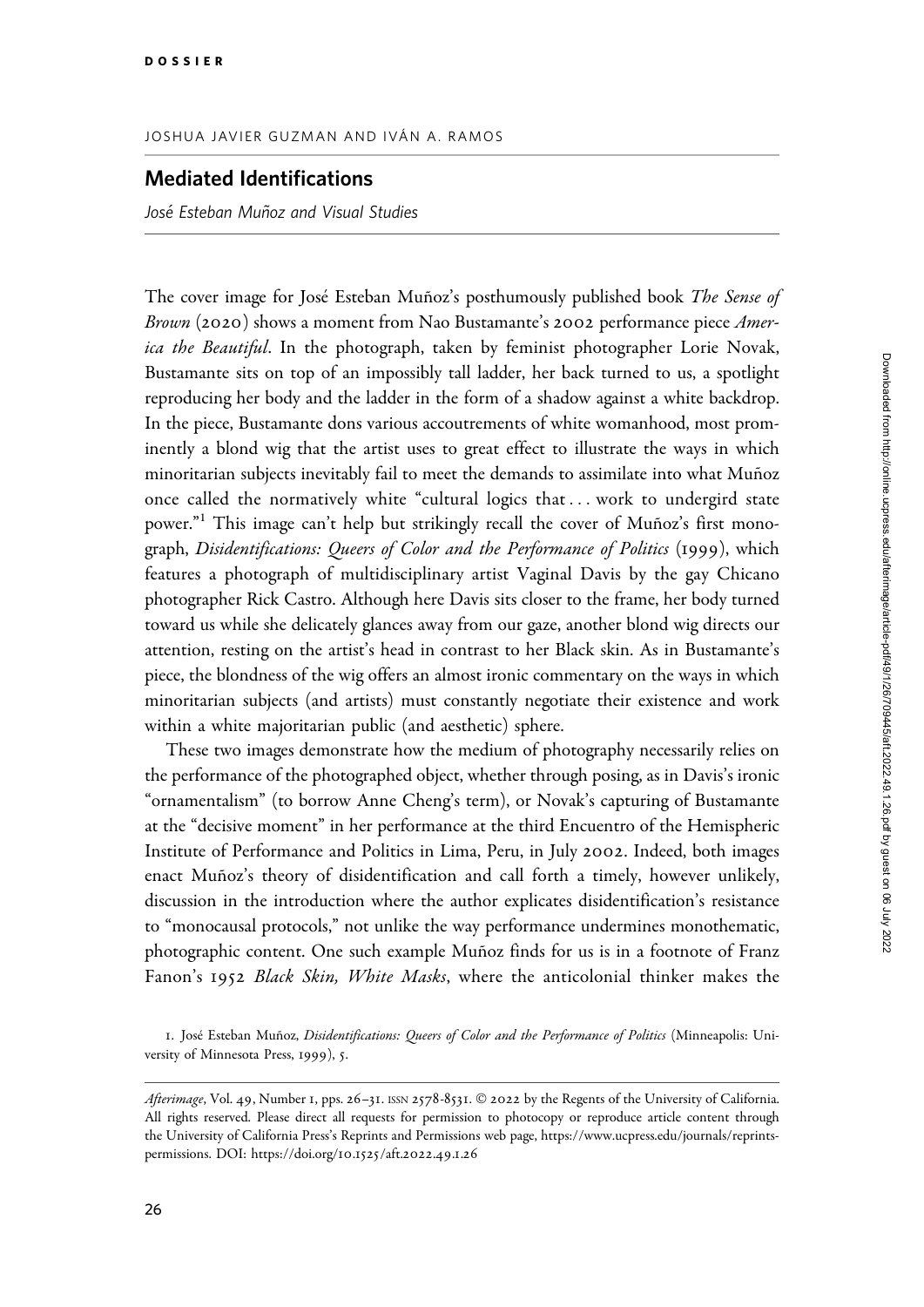DOSSIER

JOSHUA JAVIER GUZMAN AND IVÁN A. RAMOS

# Mediated Identifications

*José Esteban Muñoz and Visual Studies*

The cover image for José Esteban Muñoz's posthumously published book *The Sense of Brown* (2020) shows a moment from Nao Bustamante's 2002 performance piece *America the Beautiful*. In the photograph, taken by feminist photographer Lorie Novak, Bustamante sits on top of an impossibly tall ladder, her back turned to us, a spotlight reproducing her body and the ladder in the form of a shadow against a white backdrop. In the piece, Bustamante dons various accoutrements of white womanhood, most prominently a blond wig that the artist uses to great effect to illustrate the ways in which minoritarian subjects inevitably fail to meet the demands to assimilate into what Muñoz once called the normatively white "cultural logics that . . . work to undergird state power."[1] This image can't help but strikingly recall the cover of Muñoz's first monograph, *Disidentifications: Queers of Color and the Performance of Politics* (1999), which features a photograph of multidisciplinary artist Vaginal Davis by the gay Chicano photographer Rick Castro. Although here Davis sits closer to the frame, her body turned toward us while she delicately glances away from our gaze, another blond wig directs our attention, resting on the artist's head in contrast to her Black skin. As in Bustamante's piece, the blondness of the wig offers an almost ironic commentary on the ways in which minoritarian subjects (and artists) must constantly negotiate their existence and work within a white majoritarian public (and aesthetic) sphere.

These two images demonstrate how the medium of photography necessarily relies on the performance of the photographed object, whether through posing, as in Davis's ironic "ornamentalism" (to borrow Anne Cheng's term), or Novak's capturing of Bustamante at the "decisive moment" in her performance at the third Encuentro of the Hemispheric Institute of Performance and Politics in Lima, Peru, in July 2002. Indeed, both images enact Muñoz's theory of disidentification and call forth a timely, however unlikely, discussion in the introduction where the author explicates disidentification's resistance to "monocausal protocols," not unlike the way performance undermines monothematic, photographic content. One such example Muñoz finds for us is in a footnote of Franz Fanon's 1952 *Black Skin, White Masks*, where the anticolonial thinker makes the

1. José Esteban Muñoz, *Disidentifications: Queers of Color and the Performance of Politics* (Minneapolis: University of Minnesota Press, 1999), 5.

*Afterimage*, Vol. 49, Number 1, pps. 26–31. ISSN 2578-8531. © 2022 by the Regents of the University of California. All rights reserved. Please direct all requests for permission to photocopy or reproduce article content through the University of California Press's Reprints and Permissions web page, https://www.ucpress.edu/journals/reprints-permissions. DOI: https://doi.org/10.1525/aft.2022.49.1.26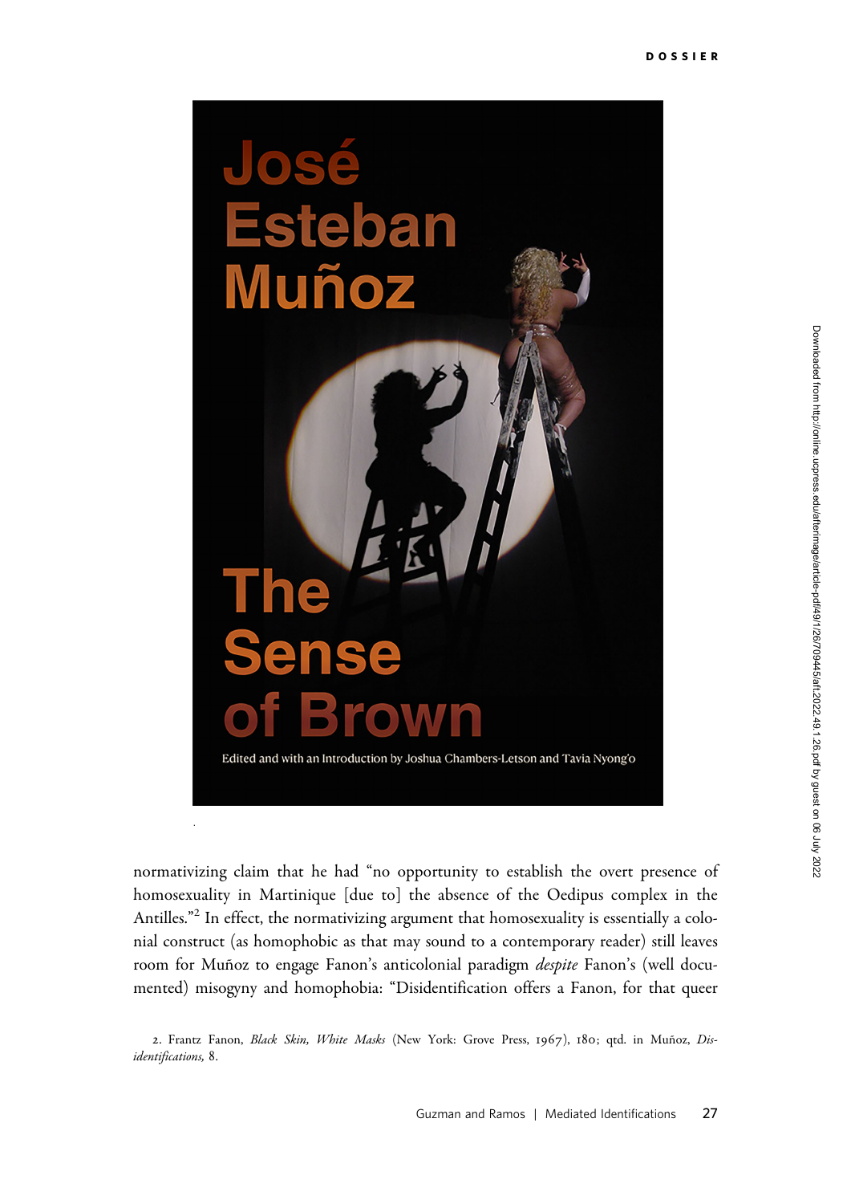normativizing claim that he had "no opportunity to establish the overt presence of homosexuality in Martinique [due to] the absence of the Oedipus complex in the Antilles."[2] In effect, the normativizing argument that homosexuality is essentially a colonial construct (as homophobic as that may sound to a contemporary reader) still leaves room for Muñoz to engage Fanon's anticolonial paradigm *despite* Fanon's (well documented) misogyny and homophobia: "Disidentification offers a Fanon, for that queer

2. Frantz Fanon, *Black Skin, White Masks* (New York: Grove Press, 1967), 180; qtd. in Muñoz, *Disidentifications,* 8.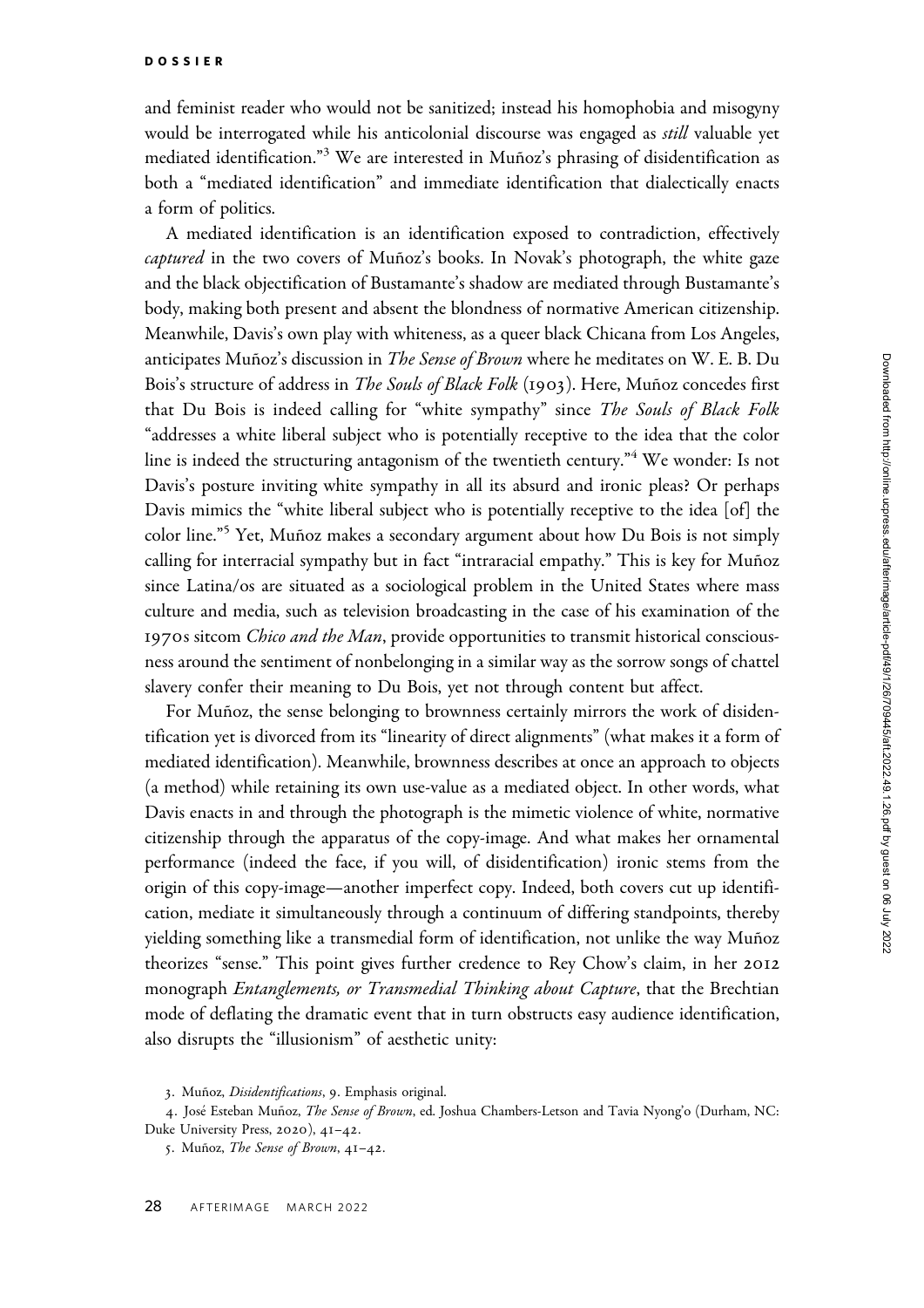and feminist reader who would not be sanitized; instead his homophobia and misogyny would be interrogated while his anticolonial discourse was engaged as *still* valuable yet mediated identification."[3] We are interested in Muñoz's phrasing of disidentification as both a "mediated identification" and immediate identification that dialectically enacts a form of politics.

A mediated identification is an identification exposed to contradiction, effectively *captured* in the two covers of Muñoz's books. In Novak's photograph, the white gaze and the black objectification of Bustamante's shadow are mediated through Bustamante's body, making both present and absent the blondness of normative American citizenship. Meanwhile, Davis's own play with whiteness, as a queer black Chicana from Los Angeles, anticipates Muñoz's discussion in *The Sense of Brown* where he meditates on W. E. B. Du Bois's structure of address in *The Souls of Black Folk* (1903). Here, Muñoz concedes first that Du Bois is indeed calling for "white sympathy" since *The Souls of Black Folk* "addresses a white liberal subject who is potentially receptive to the idea that the color line is indeed the structuring antagonism of the twentieth century."[4] We wonder: Is not Davis's posture inviting white sympathy in all its absurd and ironic pleas? Or perhaps Davis mimics the "white liberal subject who is potentially receptive to the idea [of] the color line."[5] Yet, Muñoz makes a secondary argument about how Du Bois is not simply calling for interracial sympathy but in fact "intraracial empathy." This is key for Muñoz since Latina/os are situated as a sociological problem in the United States where mass culture and media, such as television broadcasting in the case of his examination of the 1970s sitcom *Chico and the Man*, provide opportunities to transmit historical consciousness around the sentiment of nonbelonging in a similar way as the sorrow songs of chattel slavery confer their meaning to Du Bois, yet not through content but affect.

For Muñoz, the sense belonging to brownness certainly mirrors the work of disidentification yet is divorced from its "linearity of direct alignments" (what makes it a form of mediated identification). Meanwhile, brownness describes at once an approach to objects (a method) while retaining its own use-value as a mediated object. In other words, what Davis enacts in and through the photograph is the mimetic violence of white, normative citizenship through the apparatus of the copy-image. And what makes her ornamental performance (indeed the face, if you will, of disidentification) ironic stems from the origin of this copy-image—another imperfect copy. Indeed, both covers cut up identification, mediate it simultaneously through a continuum of differing standpoints, thereby yielding something like a transmedial form of identification, not unlike the way Muñoz theorizes "sense." This point gives further credence to Rey Chow's claim, in her 2012 monograph *Entanglements, or Transmedial Thinking about Capture*, that the Brechtian mode of deflating the dramatic event that in turn obstructs easy audience identification, also disrupts the "illusionism" of aesthetic unity:

3. Muñoz, *Disidentifications*, 9. Emphasis original.

4. José Esteban Muñoz, *The Sense of Brown*, ed. Joshua Chambers-Letson and Tavia Nyong'o (Durham, NC: Duke University Press, 2020), 41–42.

5. Muñoz, *The Sense of Brown*, 41–42.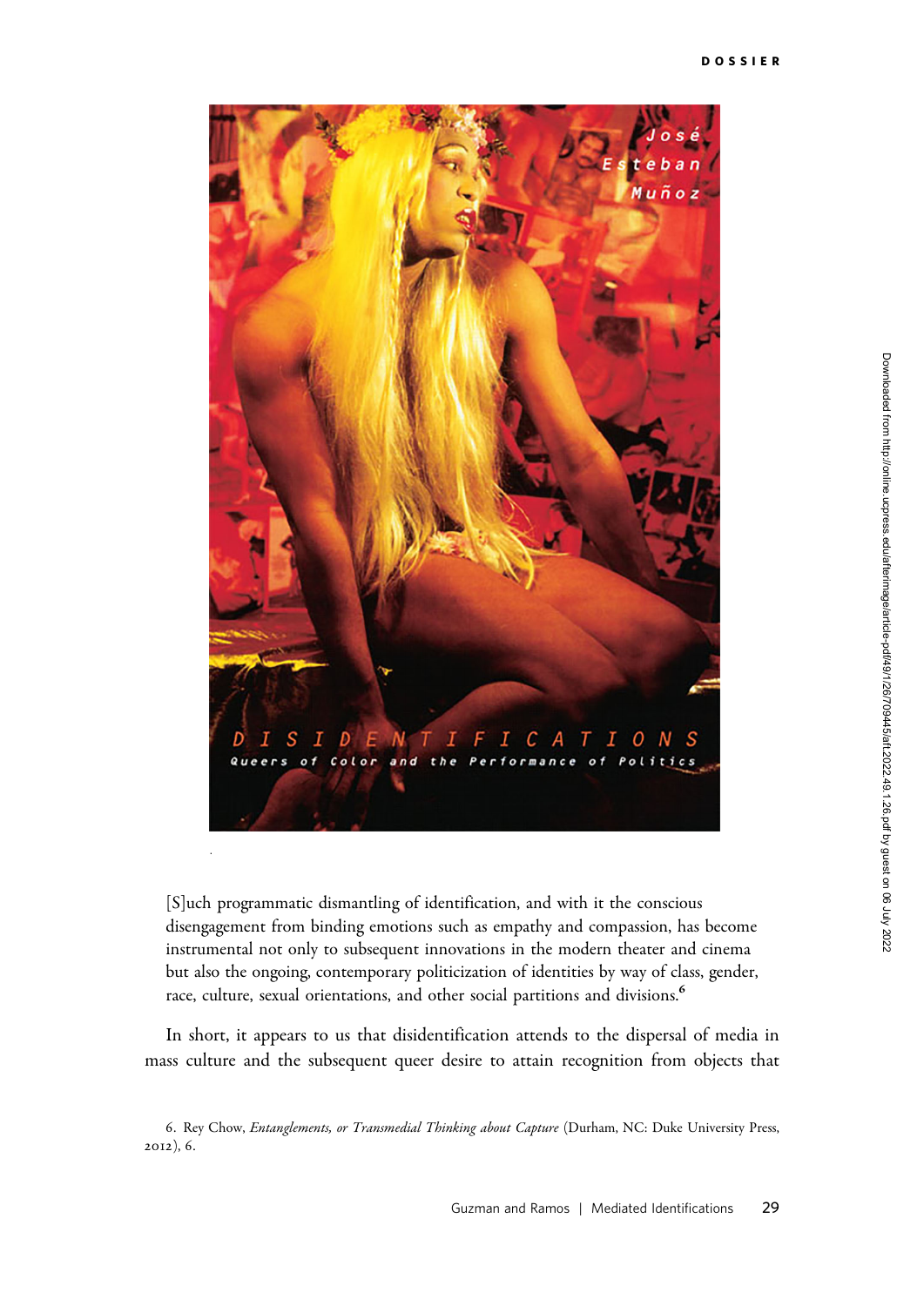> [S]uch programmatic dismantling of identification, and with it the conscious disengagement from binding emotions such as empathy and compassion, has become instrumental not only to subsequent innovations in the modern theater and cinema but also the ongoing, contemporary politicization of identities by way of class, gender, race, culture, sexual orientations, and other social partitions and divisions.[6]

In short, it appears to us that disidentification attends to the dispersal of media in mass culture and the subsequent queer desire to attain recognition from objects that

6. Rey Chow, *Entanglements, or Transmedial Thinking about Capture* (Durham, NC: Duke University Press, 2012), 6.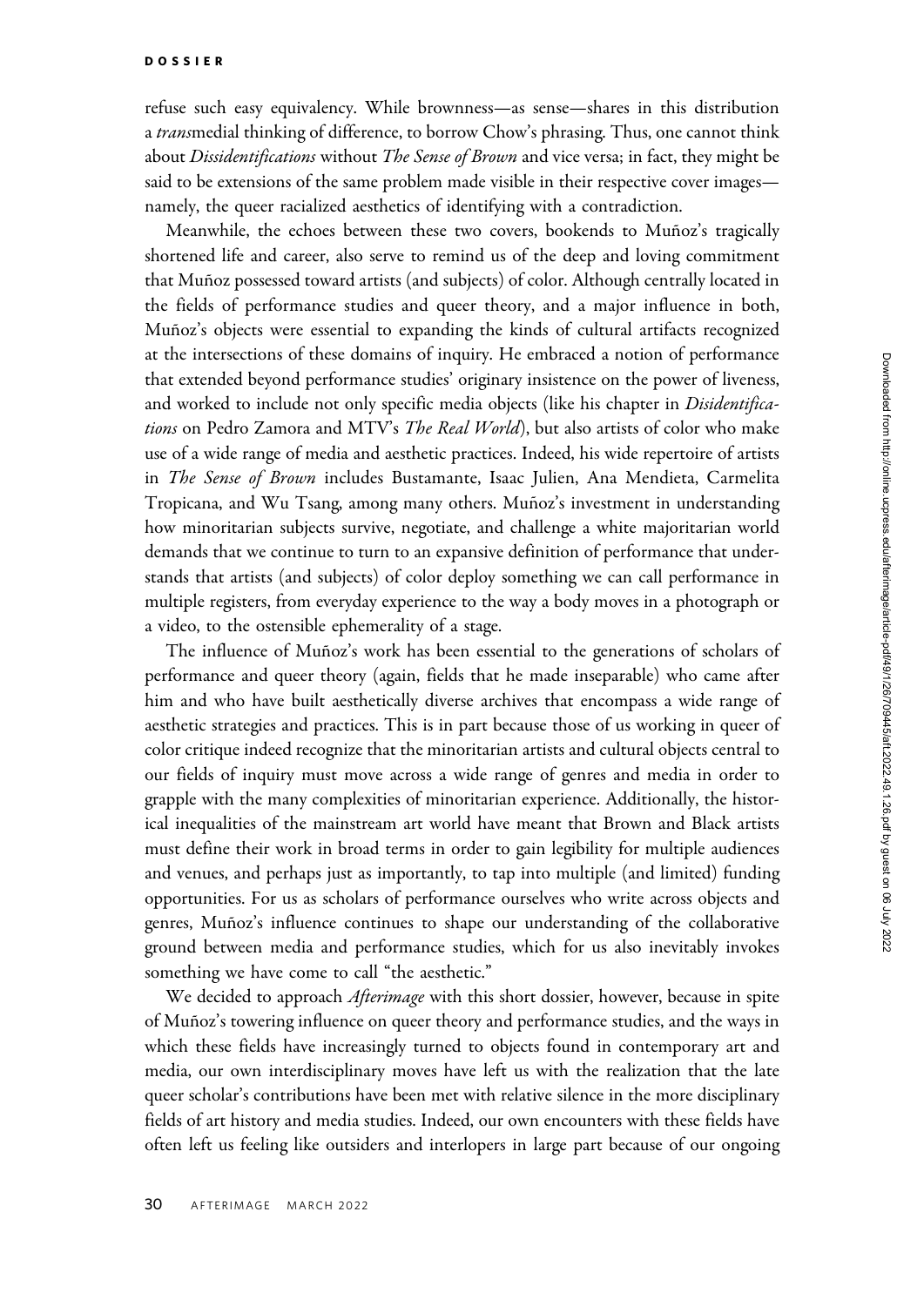refuse such easy equivalency. While brownness—as sense—shares in this distribution a *trans*medial thinking of difference, to borrow Chow's phrasing. Thus, one cannot think about *Dissidentifications* without *The Sense of Brown* and vice versa; in fact, they might be said to be extensions of the same problem made visible in their respective cover images—namely, the queer racialized aesthetics of identifying with a contradiction.

Meanwhile, the echoes between these two covers, bookends to Muñoz's tragically shortened life and career, also serve to remind us of the deep and loving commitment that Muñoz possessed toward artists (and subjects) of color. Although centrally located in the fields of performance studies and queer theory, and a major influence in both, Muñoz's objects were essential to expanding the kinds of cultural artifacts recognized at the intersections of these domains of inquiry. He embraced a notion of performance that extended beyond performance studies' originary insistence on the power of liveness, and worked to include not only specific media objects (like his chapter in *Disidentifications* on Pedro Zamora and MTV's *The Real World*), but also artists of color who make use of a wide range of media and aesthetic practices. Indeed, his wide repertoire of artists in *The Sense of Brown* includes Bustamante, Isaac Julien, Ana Mendieta, Carmelita Tropicana, and Wu Tsang, among many others. Muñoz's investment in understanding how minoritarian subjects survive, negotiate, and challenge a white majoritarian world demands that we continue to turn to an expansive definition of performance that understands that artists (and subjects) of color deploy something we can call performance in multiple registers, from everyday experience to the way a body moves in a photograph or a video, to the ostensible ephemerality of a stage.

The influence of Muñoz's work has been essential to the generations of scholars of performance and queer theory (again, fields that he made inseparable) who came after him and who have built aesthetically diverse archives that encompass a wide range of aesthetic strategies and practices. This is in part because those of us working in queer of color critique indeed recognize that the minoritarian artists and cultural objects central to our fields of inquiry must move across a wide range of genres and media in order to grapple with the many complexities of minoritarian experience. Additionally, the historical inequalities of the mainstream art world have meant that Brown and Black artists must define their work in broad terms in order to gain legibility for multiple audiences and venues, and perhaps just as importantly, to tap into multiple (and limited) funding opportunities. For us as scholars of performance ourselves who write across objects and genres, Muñoz's influence continues to shape our understanding of the collaborative ground between media and performance studies, which for us also inevitably invokes something we have come to call "the aesthetic."

We decided to approach *Afterimage* with this short dossier, however, because in spite of Muñoz's towering influence on queer theory and performance studies, and the ways in which these fields have increasingly turned to objects found in contemporary art and media, our own interdisciplinary moves have left us with the realization that the late queer scholar's contributions have been met with relative silence in the more disciplinary fields of art history and media studies. Indeed, our own encounters with these fields have often left us feeling like outsiders and interlopers in large part because of our ongoing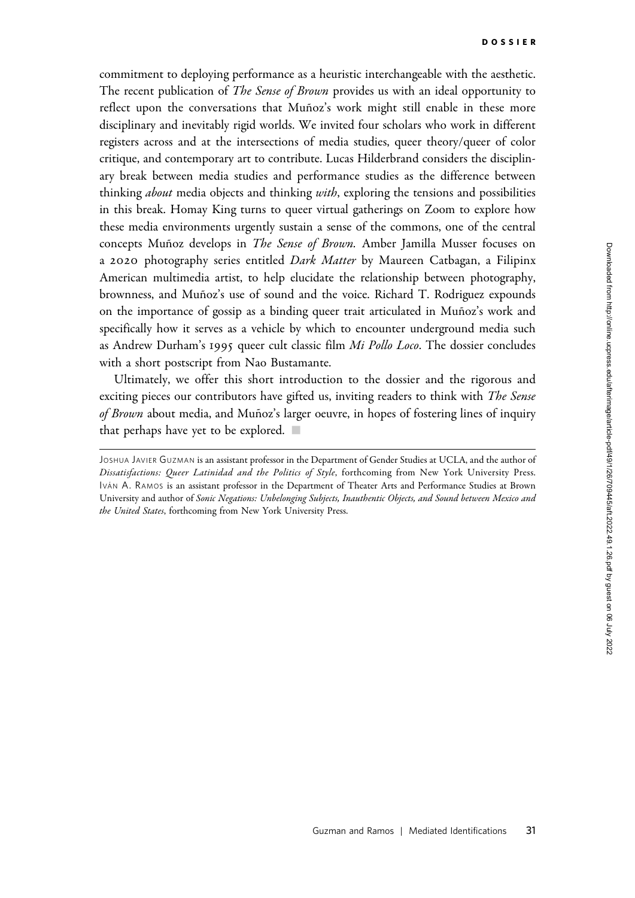commitment to deploying performance as a heuristic interchangeable with the aesthetic. The recent publication of *The Sense of Brown* provides us with an ideal opportunity to reflect upon the conversations that Muñoz's work might still enable in these more disciplinary and inevitably rigid worlds. We invited four scholars who work in different registers across and at the intersections of media studies, queer theory/queer of color critique, and contemporary art to contribute. Lucas Hilderbrand considers the disciplinary break between media studies and performance studies as the difference between thinking *about* media objects and thinking *with*, exploring the tensions and possibilities in this break. Homay King turns to queer virtual gatherings on Zoom to explore how these media environments urgently sustain a sense of the commons, one of the central concepts Muñoz develops in *The Sense of Brown*. Amber Jamilla Musser focuses on a 2020 photography series entitled *Dark Matter* by Maureen Catbagan, a Filipinx American multimedia artist, to help elucidate the relationship between photography, brownness, and Muñoz's use of sound and the voice. Richard T. Rodriguez expounds on the importance of gossip as a binding queer trait articulated in Muñoz's work and specifically how it serves as a vehicle by which to encounter underground media such as Andrew Durham's 1995 queer cult classic film *Mi Pollo Loco*. The dossier concludes with a short postscript from Nao Bustamante.

Ultimately, we offer this short introduction to the dossier and the rigorous and exciting pieces our contributors have gifted us, inviting readers to think with *The Sense of Brown* about media, and Muñoz's larger oeuvre, in hopes of fostering lines of inquiry that perhaps have yet to be explored. ■

---

JOSHUA JAVIER GUZMAN is an assistant professor in the Department of Gender Studies at UCLA, and the author of *Dissatisfactions: Queer Latinidad and the Politics of Style*, forthcoming from New York University Press. IVÁN A. RAMOS is an assistant professor in the Department of Theater Arts and Performance Studies at Brown University and author of *Sonic Negations: Unbelonging Subjects, Inauthentic Objects, and Sound between Mexico and the United States*, forthcoming from New York University Press.